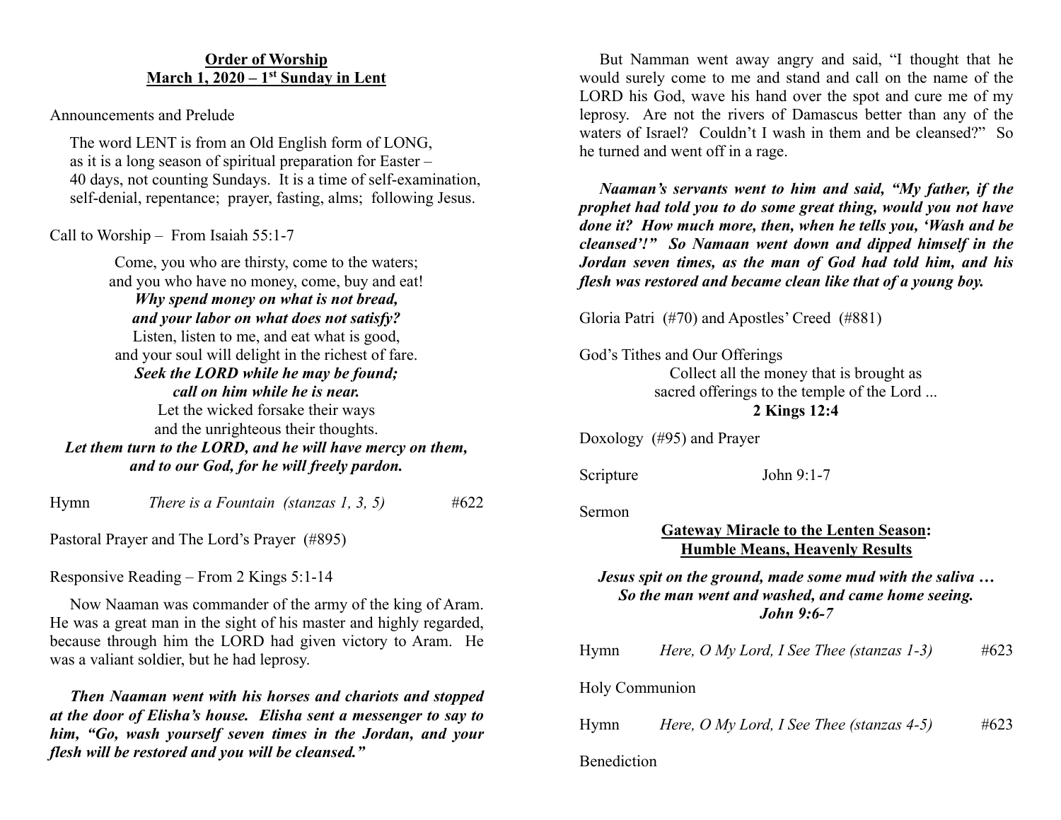**Order of Worship**
**March 1, 2020 – 1st Sunday in Lent**

Announcements and Prelude

The word LENT is from an Old English form of LONG,
as it is a long season of spiritual preparation for Easter –
40 days, not counting Sundays. It is a time of self-examination,
self-denial, repentance; prayer, fasting, alms; following Jesus.

Call to Worship – From Isaiah 55:1-7

Come, you who are thirsty, come to the waters;
and you who have no money, come, buy and eat!
***Why spend money on what is not bread,***
***and your labor on what does not satisfy?***
Listen, listen to me, and eat what is good,
and your soul will delight in the richest of fare.
***Seek the LORD while he may be found;***
***call on him while he is near.***
Let the wicked forsake their ways
and the unrighteous their thoughts.
***Let them turn to the LORD, and he will have mercy on them,***
***and to our God, for he will freely pardon.***

Hymn *There is a Fountain (stanzas 1, 3, 5)* #622

Pastoral Prayer and The Lord's Prayer (#895)

Responsive Reading – From 2 Kings 5:1-14

Now Naaman was commander of the army of the king of Aram. He was a great man in the sight of his master and highly regarded, because through him the LORD had given victory to Aram. He was a valiant soldier, but he had leprosy.

***Then Naaman went with his horses and chariots and stopped at the door of Elisha's house. Elisha sent a messenger to say to him, "Go, wash yourself seven times in the Jordan, and your flesh will be restored and you will be cleansed."***

But Namman went away angry and said, "I thought that he would surely come to me and stand and call on the name of the LORD his God, wave his hand over the spot and cure me of my leprosy. Are not the rivers of Damascus better than any of the waters of Israel? Couldn't I wash in them and be cleansed?" So he turned and went off in a rage.

***Naaman's servants went to him and said, "My father, if the prophet had told you to do some great thing, would you not have done it? How much more, then, when he tells you, 'Wash and be cleansed'!" So Namaan went down and dipped himself in the Jordan seven times, as the man of God had told him, and his flesh was restored and became clean like that of a young boy.***

Gloria Patri (#70) and Apostles' Creed (#881)

God's Tithes and Our Offerings

Collect all the money that is brought as
sacred offerings to the temple of the Lord ...
**2 Kings 12:4**

Doxology (#95) and Prayer

Scripture John 9:1-7

Sermon

**Gateway Miracle to the Lenten Season:**
**Humble Means, Heavenly Results**

***Jesus spit on the ground, made some mud with the saliva …***
***So the man went and washed, and came home seeing.***
***John 9:6-7***

Hymn *Here, O My Lord, I See Thee (stanzas 1-3)* #623

Holy Communion

Hymn *Here, O My Lord, I See Thee (stanzas 4-5)* #623

Benediction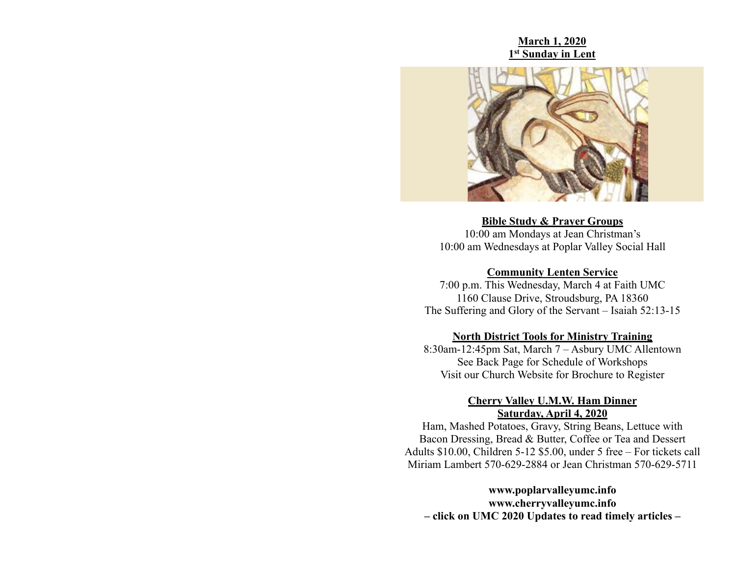**March 1, 2020**
**1st Sunday in Lent**

**Bible Study & Prayer Groups**

10:00 am Mondays at Jean Christman's
10:00 am Wednesdays at Poplar Valley Social Hall

**Community Lenten Service**

7:00 p.m. This Wednesday, March 4 at Faith UMC
1160 Clause Drive, Stroudsburg, PA 18360
The Suffering and Glory of the Servant – Isaiah 52:13-15

**North District Tools for Ministry Training**

8:30am-12:45pm Sat, March 7 – Asbury UMC Allentown
See Back Page for Schedule of Workshops
Visit our Church Website for Brochure to Register

**Cherry Valley U.M.W. Ham Dinner**
**Saturday, April 4, 2020**

Ham, Mashed Potatoes, Gravy, String Beans, Lettuce with Bacon Dressing, Bread & Butter, Coffee or Tea and Dessert
Adults $10.00, Children 5-12 $5.00, under 5 free – For tickets call Miriam Lambert 570-629-2884 or Jean Christman 570-629-5711

**www.poplarvalleyumc.info**
**www.cherryvalleyumc.info**
**– click on UMC 2020 Updates to read timely articles –**